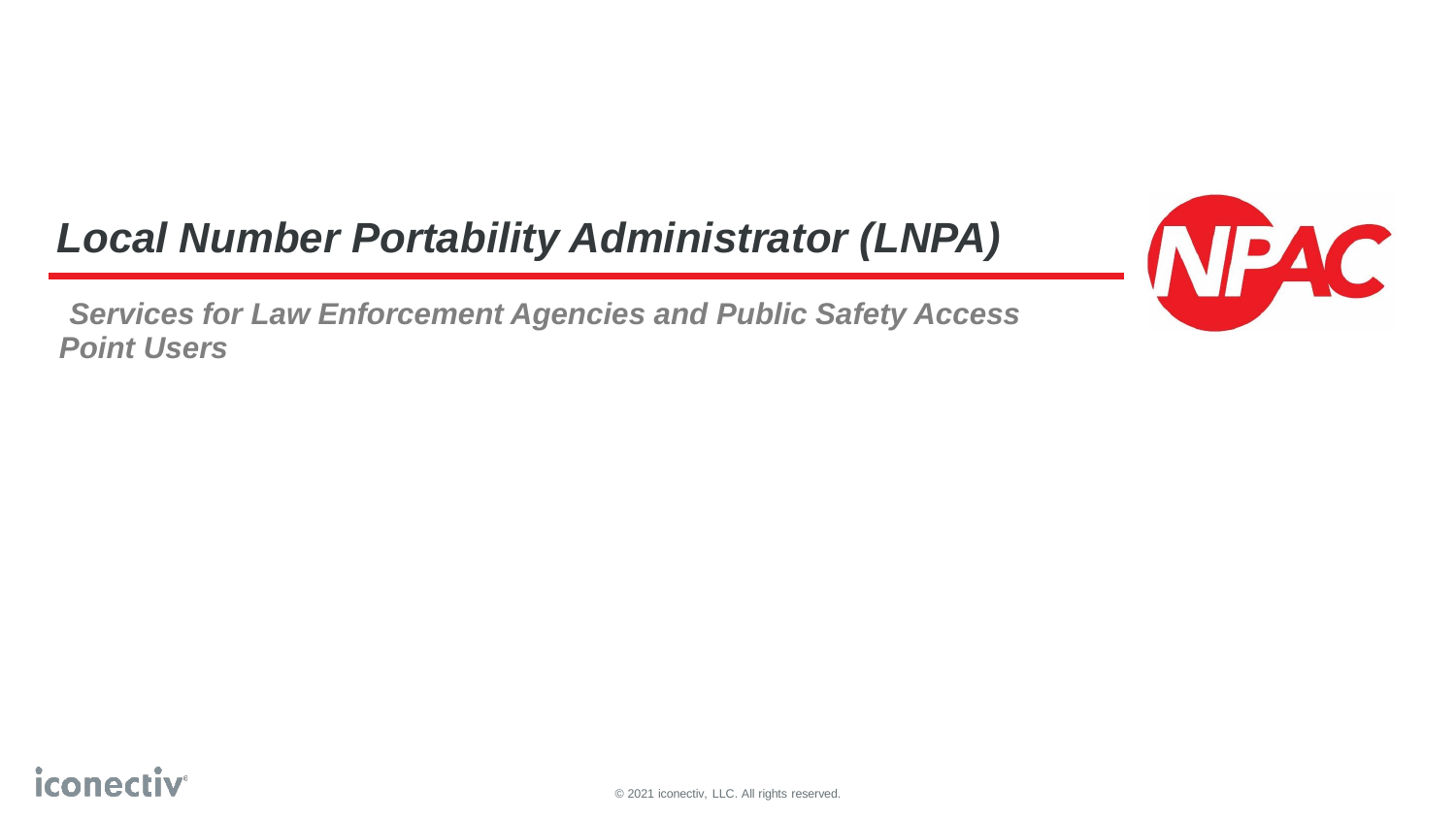# *Local Number Portability Administrator (LNPA)*

## *Services for Law Enforcement Agencies and Public Safety Access Point Users*

© 2021 iconectiv, LLC. All rights reserved.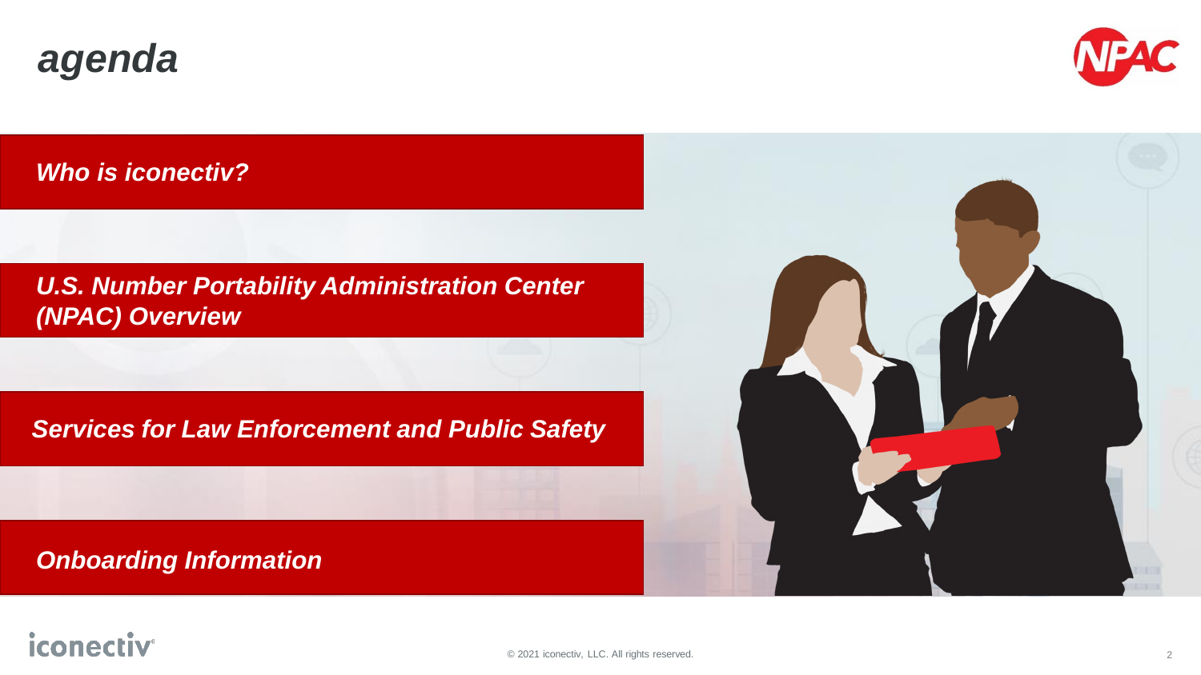# agenda

- Who is iconectiv?
- U.S. Number Portability Administration Center (NPAC) Overview
- Services for Law Enforcement and Public Safety
- Onboarding Information

© 2021 iconectiv, LLC. All rights reserved.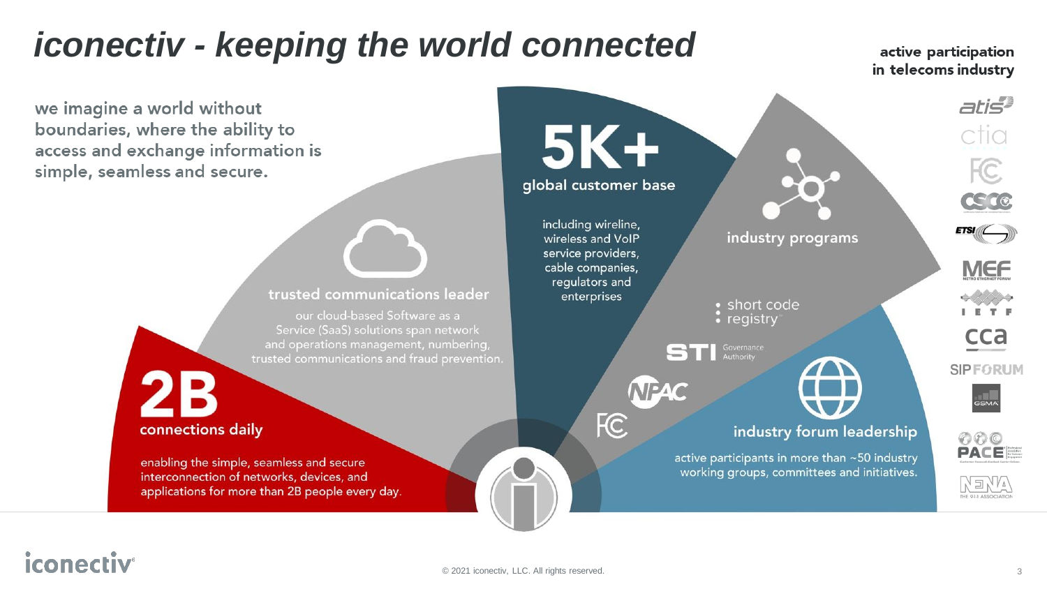# iconectiv - keeping the world connected

**active participation in telecoms industry**

we imagine a world without boundaries, where the ability to access and exchange information is simple, seamless and secure.

## 2B

**connections daily**

enabling the simple, seamless and secure interconnection of networks, devices, and applications for more than 2B people every day.

## trusted communications leader

our cloud-based Software as a Service (SaaS) solutions span network and operations management, numbering, trusted communications and fraud prevention.

## 5K+

**global customer base**

including wireline, wireless and VoIP service providers, cable companies, regulators and enterprises

## industry programs

- short code registry
- STI Governance Authority
- NPAC
- FCC

## industry forum leadership

active participants in more than ~50 industry working groups, committees and initiatives.

atis · ctia · FCC · CSCC · ETSI · MEF · IETF · cca · SIP FORUM · GSMA · PACE · NENA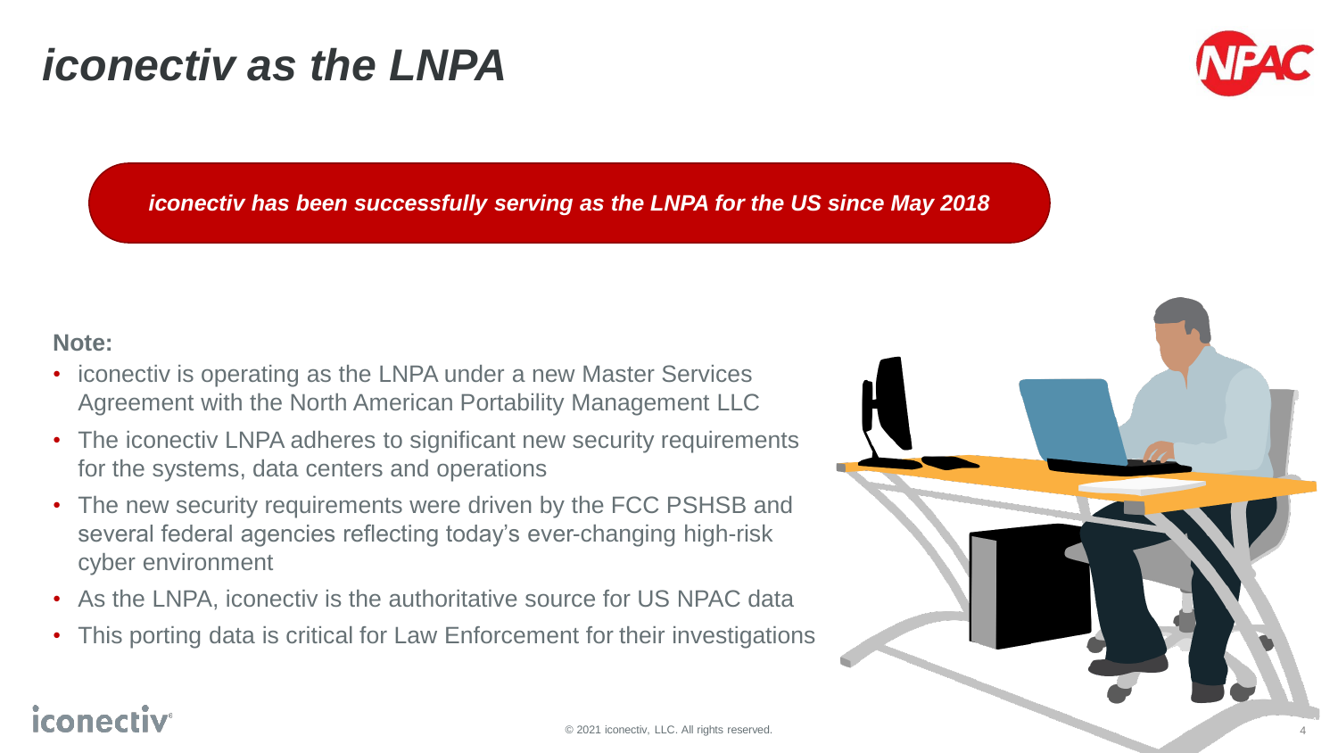# *iconectiv as the LNPA*

***iconectiv has been successfully serving as the LNPA for the US since May 2018***

**Note:**

- iconectiv is operating as the LNPA under a new Master Services Agreement with the North American Portability Management LLC
- The iconectiv LNPA adheres to significant new security requirements for the systems, data centers and operations
- The new security requirements were driven by the FCC PSHSB and several federal agencies reflecting today's ever-changing high-risk cyber environment
- As the LNPA, iconectiv is the authoritative source for US NPAC data
- This porting data is critical for Law Enforcement for their investigations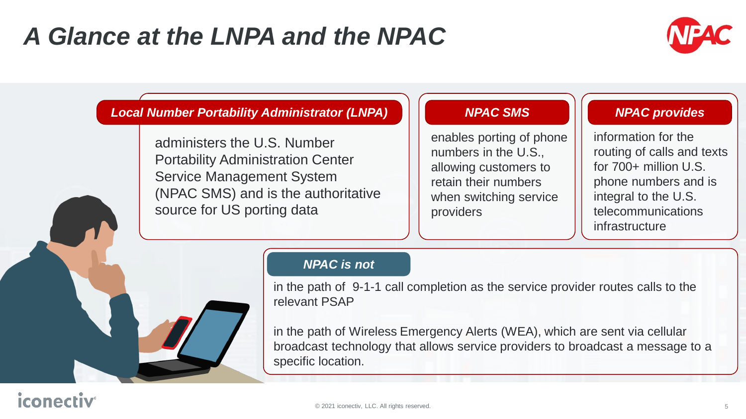# A Glance at the LNPA and the NPAC

### *Local Number Portability Administrator (LNPA)*

administers the U.S. Number Portability Administration Center Service Management System (NPAC SMS) and is the authoritative source for US porting data

### *NPAC SMS*

enables porting of phone numbers in the U.S., allowing customers to retain their numbers when switching service providers

### *NPAC provides*

information for the routing of calls and texts for 700+ million U.S. phone numbers and is integral to the U.S. telecommunications infrastructure

### *NPAC is not*

in the path of 9-1-1 call completion as the service provider routes calls to the relevant PSAP

in the path of Wireless Emergency Alerts (WEA), which are sent via cellular broadcast technology that allows service providers to broadcast a message to a specific location.

© 2021 iconectiv, LLC. All rights reserved.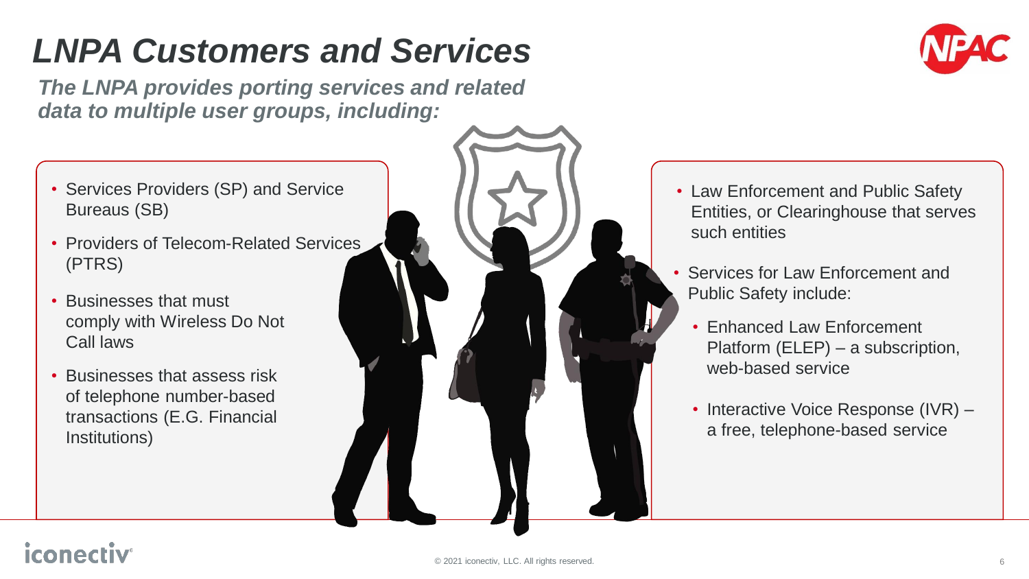# *LNPA Customers and Services*

***The LNPA provides porting services and related data to multiple user groups, including:***

- Services Providers (SP) and Service Bureaus (SB)
- Providers of Telecom-Related Services (PTRS)
- Businesses that must comply with Wireless Do Not Call laws
- Businesses that assess risk of telephone number-based transactions (E.G. Financial Institutions)

- Law Enforcement and Public Safety Entities, or Clearinghouse that serves such entities
- Services for Law Enforcement and Public Safety include:
  - Enhanced Law Enforcement Platform (ELEP) – a subscription, web-based service
  - Interactive Voice Response (IVR) – a free, telephone-based service

© 2021 iconectiv, LLC. All rights reserved.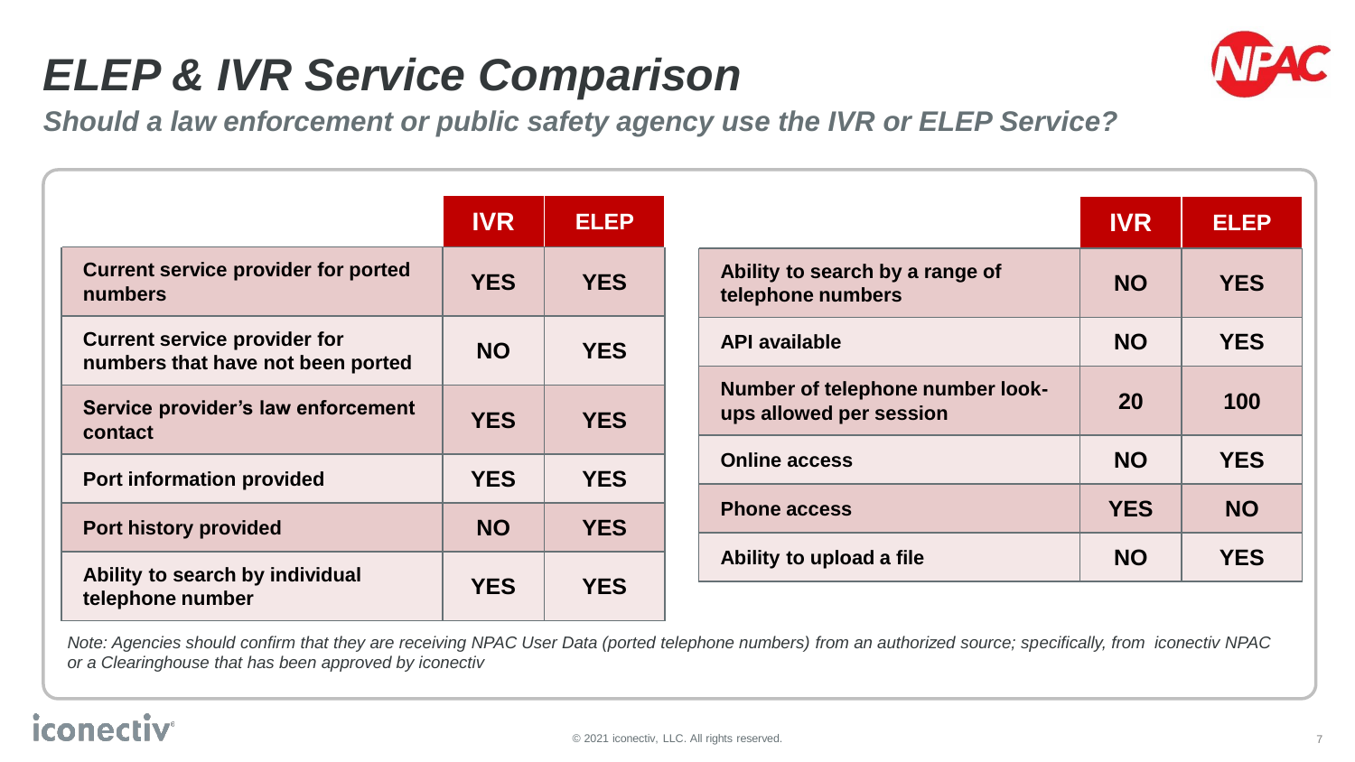# ELEP & IVR Service Comparison

*Should a law enforcement or public safety agency use the IVR or ELEP Service?*

| | IVR | ELEP |
|---|---|---|
| Current service provider for ported numbers | YES | YES |
| Current service provider for numbers that have not been ported | NO | YES |
| Service provider's law enforcement contact | YES | YES |
| Port information provided | YES | YES |
| Port history provided | NO | YES |
| Ability to search by individual telephone number | YES | YES |

| | IVR | ELEP |
|---|---|---|
| Ability to search by a range of telephone numbers | NO | YES |
| API available | NO | YES |
| Number of telephone number look-ups allowed per session | 20 | 100 |
| Online access | NO | YES |
| Phone access | YES | NO |
| Ability to upload a file | NO | YES |

*Note: Agencies should confirm that they are receiving NPAC User Data (ported telephone numbers) from an authorized source; specifically, from iconectiv NPAC or a Clearinghouse that has been approved by iconectiv*

© 2021 iconectiv, LLC. All rights reserved.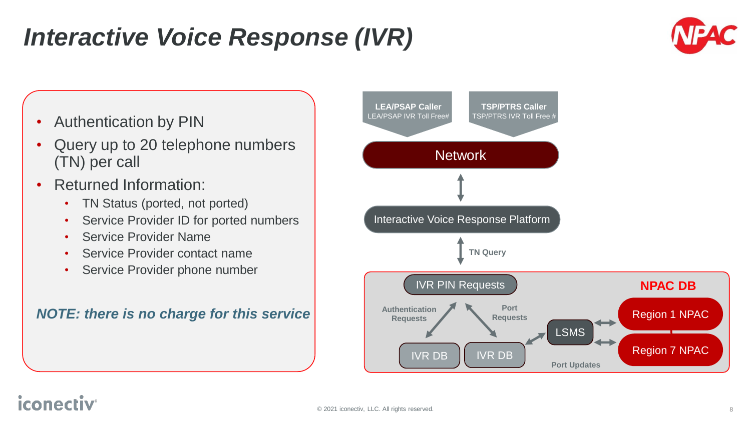# Interactive Voice Response (IVR)

- Authentication by PIN
- Query up to 20 telephone numbers (TN) per call
- Returned Information:
  - TN Status (ported, not ported)
  - Service Provider ID for ported numbers
  - Service Provider Name
  - Service Provider contact name
  - Service Provider phone number

***NOTE: there is no charge for this service***

**LEA/PSAP Caller**
LEA/PSAP IVR Toll Free#

**TSP/PTRS Caller**
TSP/PTRS IVR Toll Free #

Network

Interactive Voice Response Platform

**TN Query**

IVR PIN Requests

**Authentication Requests**

**Port Requests**

IVR DB

IVR DB

LSMS

**Port Updates**

**NPAC DB**

Region 1 NPAC

Region 7 NPAC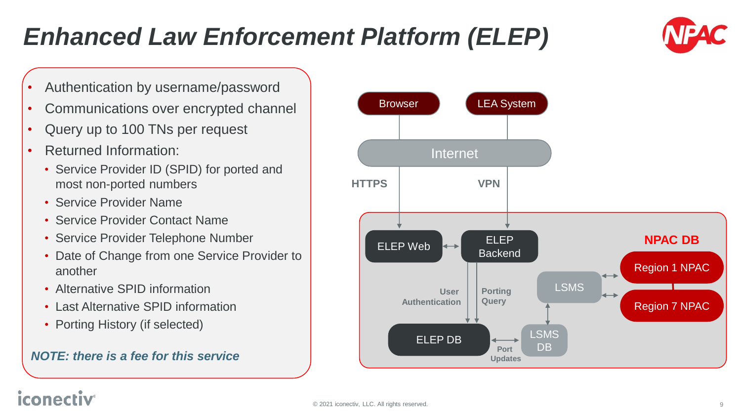# Enhanced Law Enforcement Platform (ELEP)

- Authentication by username/password
- Communications over encrypted channel
- Query up to 100 TNs per request
- Returned Information:
  - Service Provider ID (SPID) for ported and most non-ported numbers
  - Service Provider Name
  - Service Provider Contact Name
  - Service Provider Telephone Number
  - Date of Change from one Service Provider to another
  - Alternative SPID information
  - Last Alternative SPID information
  - Porting History (if selected)

***NOTE: there is a fee for this service***

Browser

LEA System

Internet

HTTPS

VPN

ELEP Web

ELEP Backend

NPAC DB

Region 1 NPAC

Region 7 NPAC

LSMS

User Authentication

Porting Query

ELEP DB

LSMS DB

Port Updates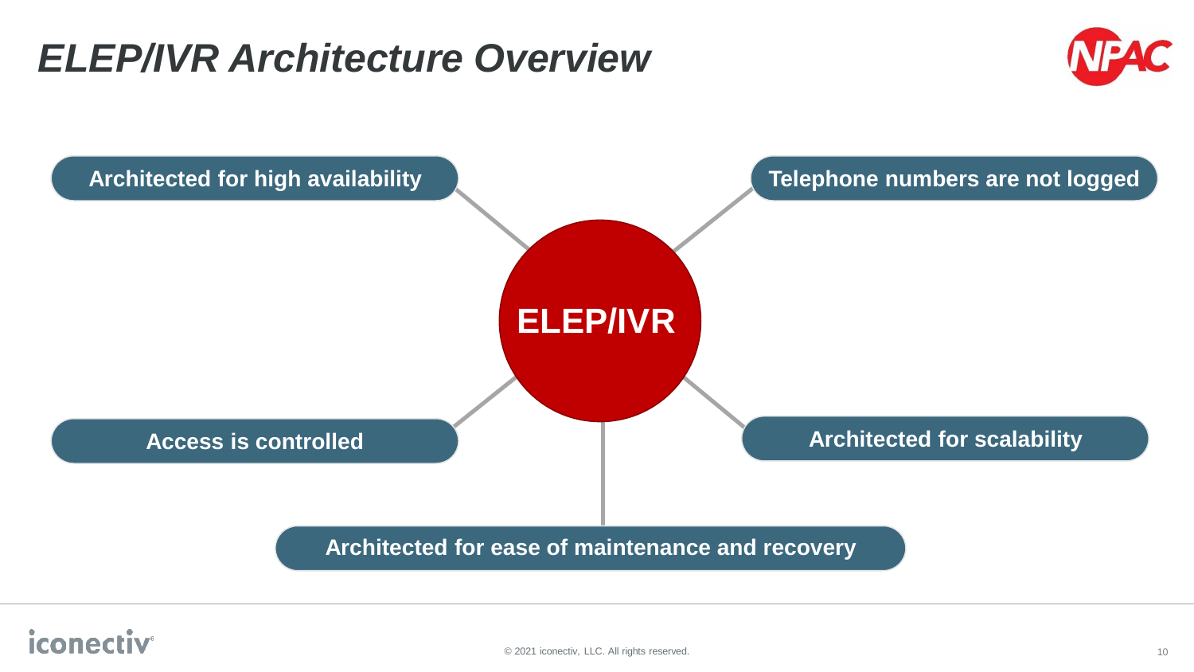# ELEP/IVR Architecture Overview

**ELEP/IVR**

- Architected for high availability
- Telephone numbers are not logged
- Access is controlled
- Architected for scalability
- Architected for ease of maintenance and recovery

© 2021 iconectiv, LLC. All rights reserved.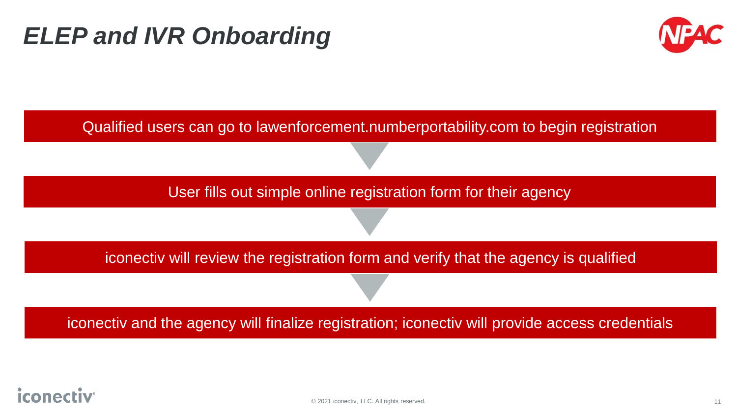# *ELEP and IVR Onboarding*

Qualified users can go to lawenforcement.numberportability.com to begin registration

User fills out simple online registration form for their agency

iconectiv will review the registration form and verify that the agency is qualified

iconectiv and the agency will finalize registration; iconectiv will provide access credentials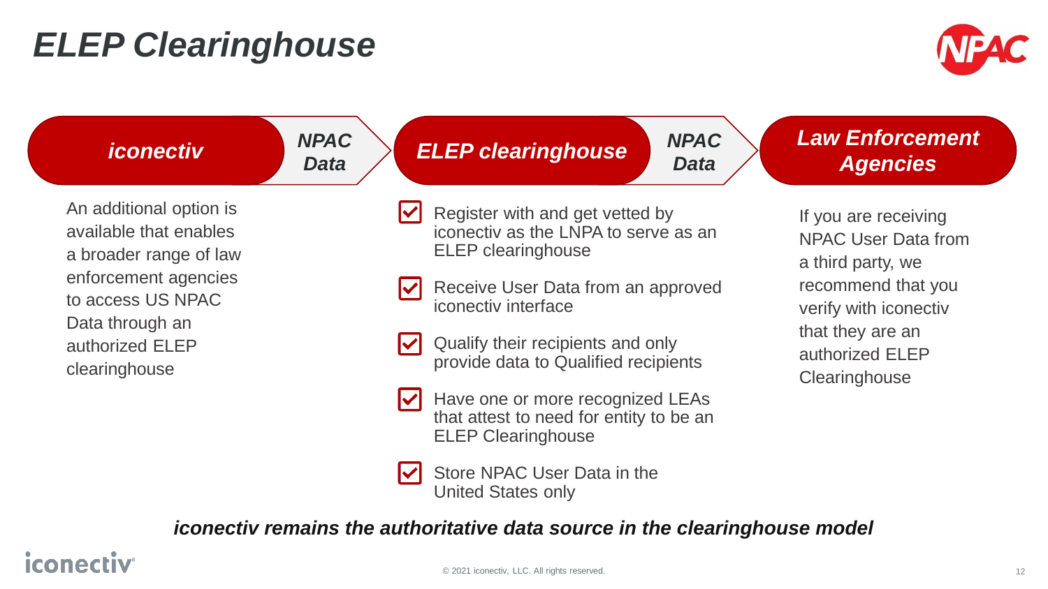# ELEP Clearinghouse

**iconectiv** → ***NPAC Data*** → **ELEP clearinghouse** → ***NPAC Data*** → **Law Enforcement Agencies**

## *iconectiv*

An additional option is available that enables a broader range of law enforcement agencies to access US NPAC Data through an authorized ELEP clearinghouse

## *ELEP clearinghouse*

- Register with and get vetted by iconectiv as the LNPA to serve as an ELEP clearinghouse
- Receive User Data from an approved iconectiv interface
- Qualify their recipients and only provide data to Qualified recipients
- Have one or more recognized LEAs that attest to need for entity to be an ELEP Clearinghouse
- Store NPAC User Data in the United States only

## *Law Enforcement Agencies*

If you are receiving NPAC User Data from a third party, we recommend that you verify with iconectiv that they are an authorized ELEP Clearinghouse

***iconectiv remains the authoritative data source in the clearinghouse model***

© 2021 iconectiv, LLC. All rights reserved.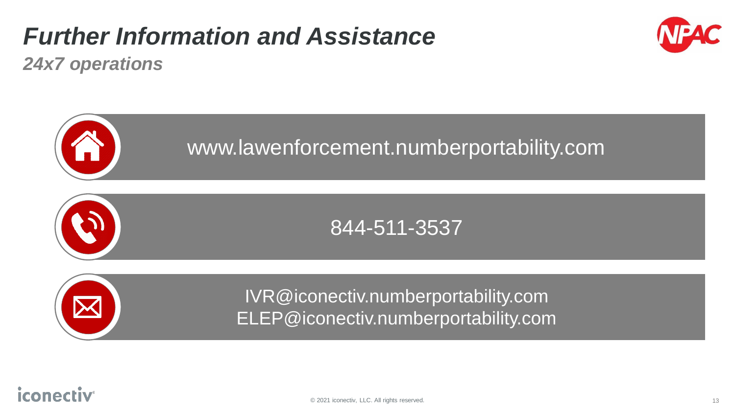# *Further Information and Assistance*

## *24x7 operations*

www.lawenforcement.numberportability.com

844-511-3537

IVR@iconectiv.numberportability.com
ELEP@iconectiv.numberportability.com

© 2021 iconectiv, LLC. All rights reserved.